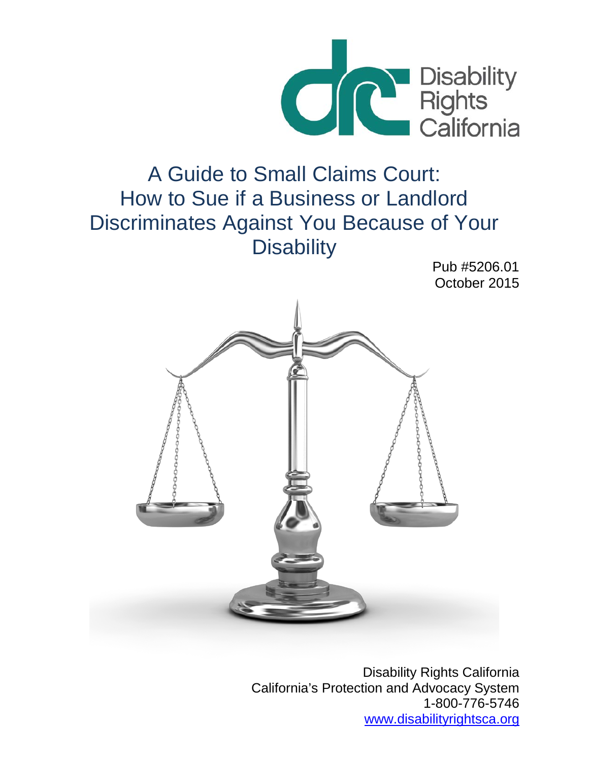Disability Rights California

# A Guide to Small Claims Court: How to Sue if a Business or Landlord Discriminates Against You Because of Your Disability

Pub #5206.01
October 2015

Disability Rights California
California's Protection and Advocacy System
1-800-776-5746
www.disabilityrightsca.org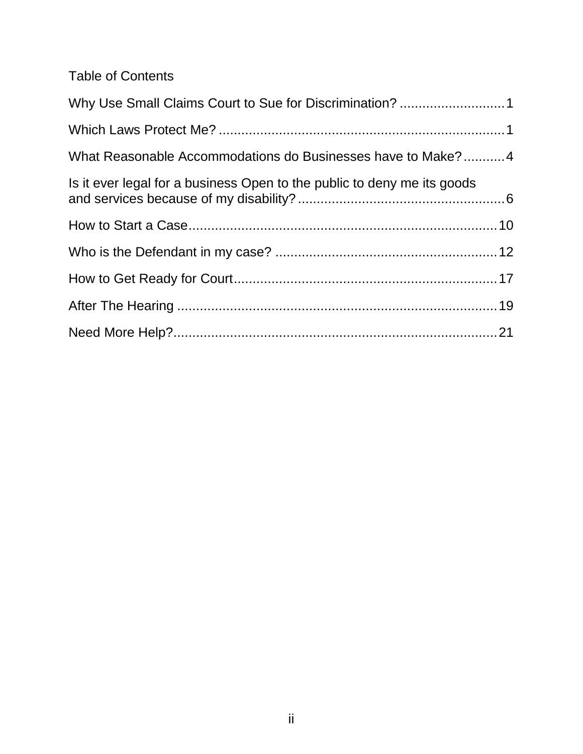# Table of Contents

Why Use Small Claims Court to Sue for Discrimination? ............................ 1

Which Laws Protect Me? ............................................................................ 1

What Reasonable Accommodations do Businesses have to Make? ........... 4

Is it ever legal for a business Open to the public to deny me its goods and services because of my disability? ....................................................... 6

How to Start a Case .................................................................................. 10

Who is the Defendant in my case? ........................................................... 12

How to Get Ready for Court ...................................................................... 17

After The Hearing ..................................................................................... 19

Need More Help? ...................................................................................... 21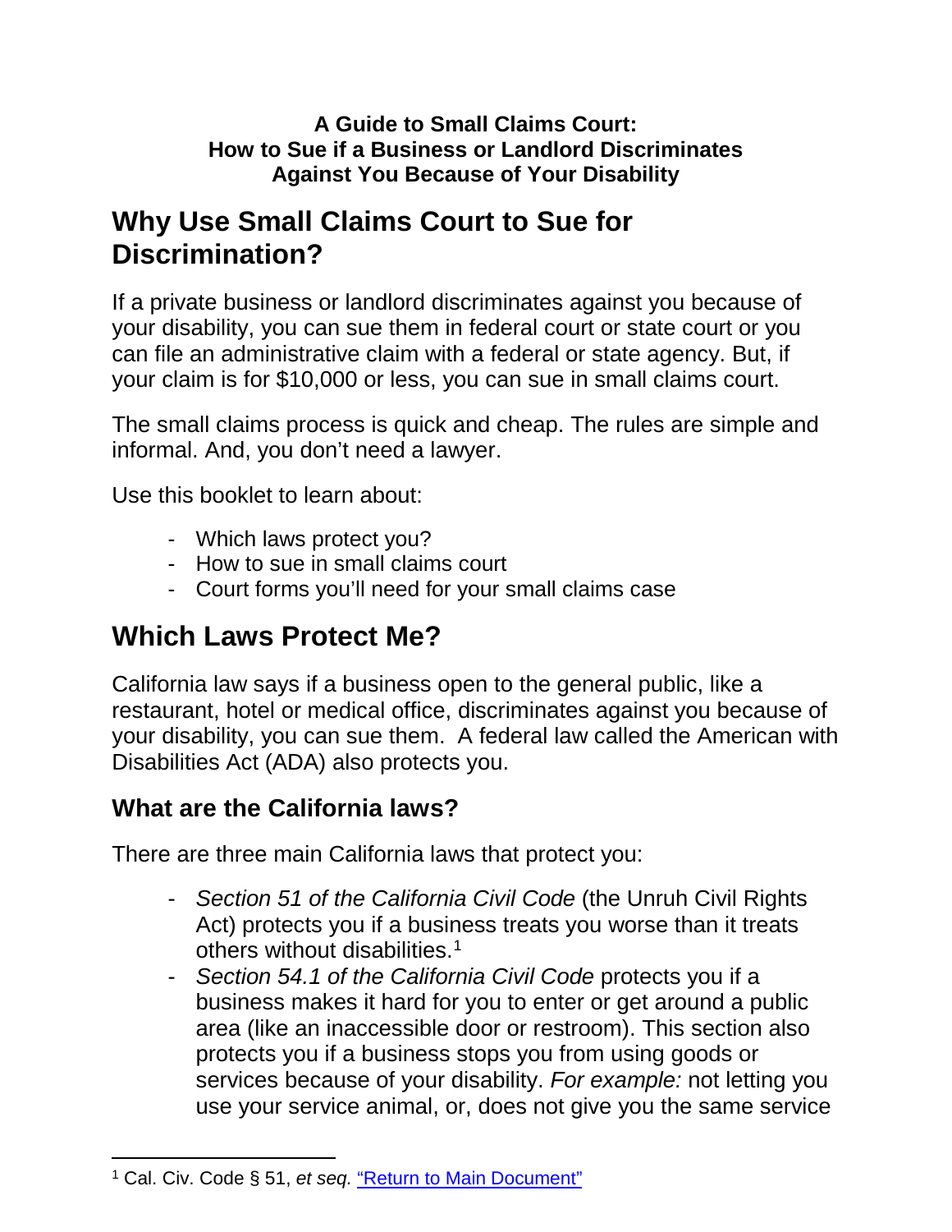**A Guide to Small Claims Court:**
**How to Sue if a Business or Landlord Discriminates Against You Because of Your Disability**

# Why Use Small Claims Court to Sue for Discrimination?

If a private business or landlord discriminates against you because of your disability, you can sue them in federal court or state court or you can file an administrative claim with a federal or state agency. But, if your claim is for $10,000 or less, you can sue in small claims court.

The small claims process is quick and cheap. The rules are simple and informal. And, you don't need a lawyer.

Use this booklet to learn about:

- Which laws protect you?
- How to sue in small claims court
- Court forms you'll need for your small claims case

# Which Laws Protect Me?

California law says if a business open to the general public, like a restaurant, hotel or medical office, discriminates against you because of your disability, you can sue them. A federal law called the American with Disabilities Act (ADA) also protects you.

## What are the California laws?

There are three main California laws that protect you:

- *Section 51 of the California Civil Code* (the Unruh Civil Rights Act) protects you if a business treats you worse than it treats others without disabilities.[1]
- *Section 54.1 of the California Civil Code* protects you if a business makes it hard for you to enter or get around a public area (like an inaccessible door or restroom). This section also protects you if a business stops you from using goods or services because of your disability. *For example:* not letting you use your service animal, or, does not give you the same service

[1] Cal. Civ. Code § 51, *et seq.* "Return to Main Document"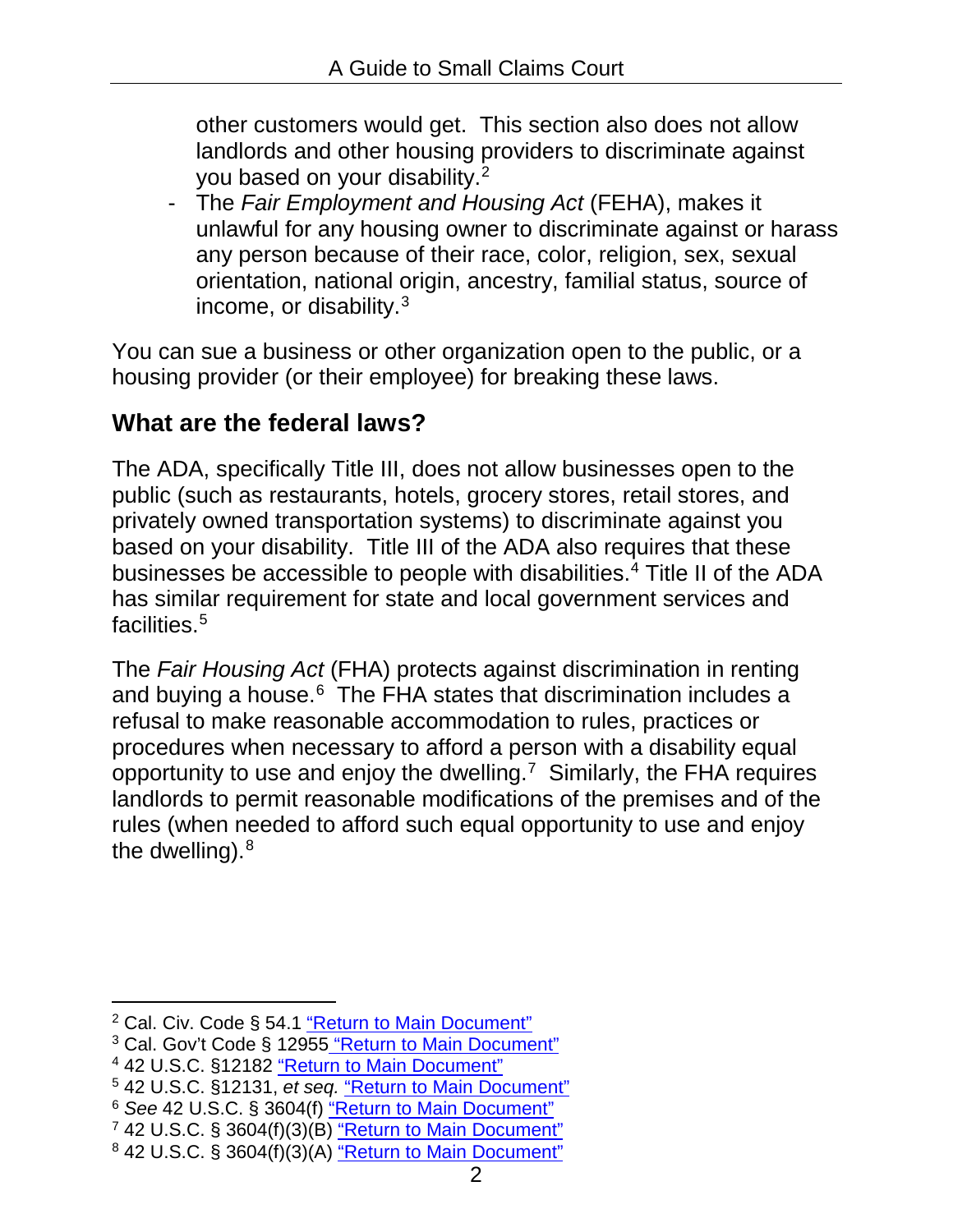other customers would get. This section also does not allow landlords and other housing providers to discriminate against you based on your disability.[2]

- The *Fair Employment and Housing Act* (FEHA), makes it unlawful for any housing owner to discriminate against or harass any person because of their race, color, religion, sex, sexual orientation, national origin, ancestry, familial status, source of income, or disability.[3]

You can sue a business or other organization open to the public, or a housing provider (or their employee) for breaking these laws.

## What are the federal laws?

The ADA, specifically Title III, does not allow businesses open to the public (such as restaurants, hotels, grocery stores, retail stores, and privately owned transportation systems) to discriminate against you based on your disability. Title III of the ADA also requires that these businesses be accessible to people with disabilities.[4] Title II of the ADA has similar requirement for state and local government services and facilities.[5]

The *Fair Housing Act* (FHA) protects against discrimination in renting and buying a house.[6] The FHA states that discrimination includes a refusal to make reasonable accommodation to rules, practices or procedures when necessary to afford a person with a disability equal opportunity to use and enjoy the dwelling.[7] Similarly, the FHA requires landlords to permit reasonable modifications of the premises and of the rules (when needed to afford such equal opportunity to use and enjoy the dwelling).[8]

---

[2] Cal. Civ. Code § 54.1 "Return to Main Document"

[3] Cal. Gov't Code § 12955 "Return to Main Document"

[4] 42 U.S.C. §12182 "Return to Main Document"

[5] 42 U.S.C. §12131, *et seq.* "Return to Main Document"

[6] *See* 42 U.S.C. § 3604(f) "Return to Main Document"

[7] 42 U.S.C. § 3604(f)(3)(B) "Return to Main Document"

[8] 42 U.S.C. § 3604(f)(3)(A) "Return to Main Document"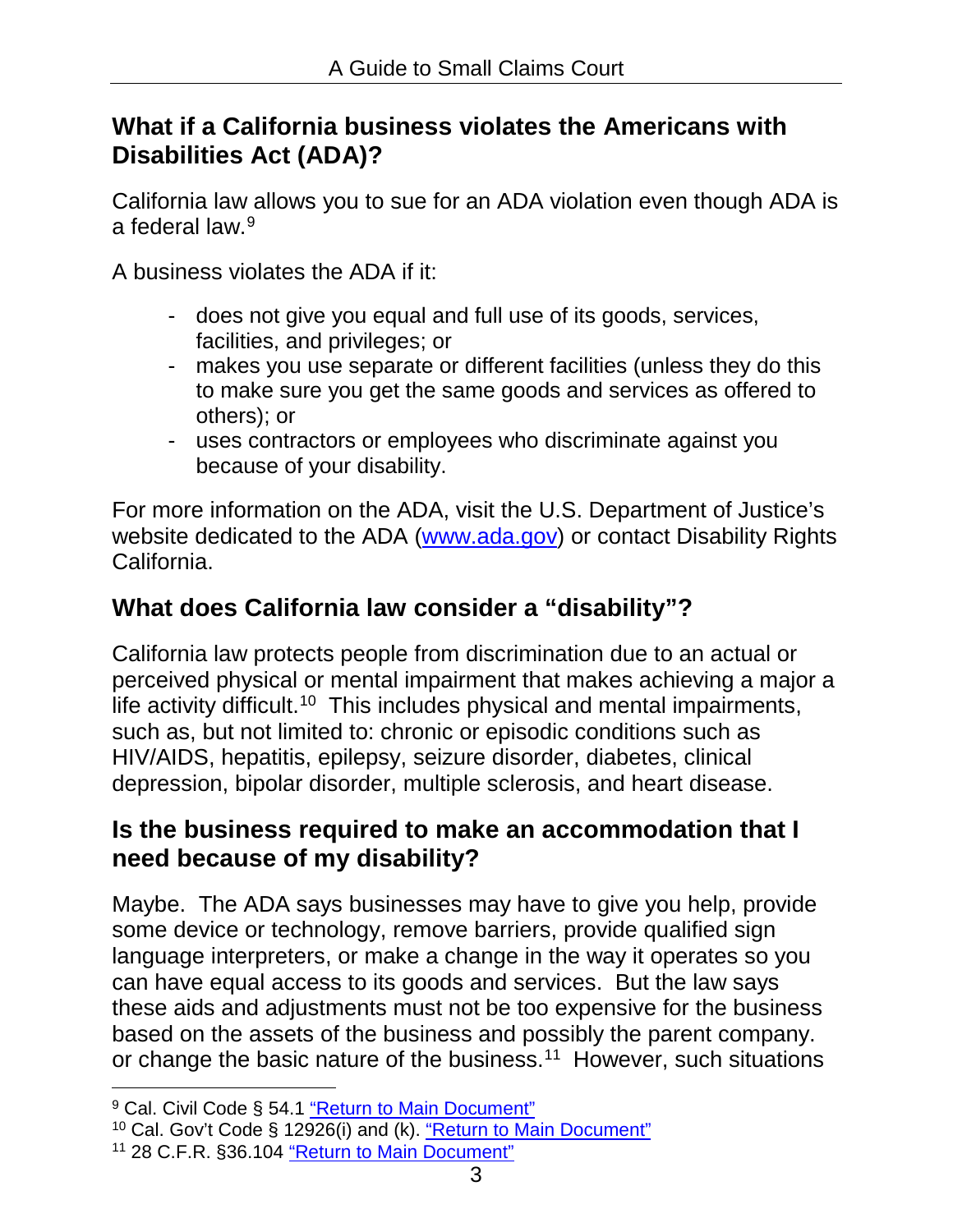## What if a California business violates the Americans with Disabilities Act (ADA)?

California law allows you to sue for an ADA violation even though ADA is a federal law.[9]

A business violates the ADA if it:

- does not give you equal and full use of its goods, services, facilities, and privileges; or
- makes you use separate or different facilities (unless they do this to make sure you get the same goods and services as offered to others); or
- uses contractors or employees who discriminate against you because of your disability.

For more information on the ADA, visit the U.S. Department of Justice's website dedicated to the ADA ([www.ada.gov](http://www.ada.gov)) or contact Disability Rights California.

## What does California law consider a "disability"?

California law protects people from discrimination due to an actual or perceived physical or mental impairment that makes achieving a major a life activity difficult.[10] This includes physical and mental impairments, such as, but not limited to: chronic or episodic conditions such as HIV/AIDS, hepatitis, epilepsy, seizure disorder, diabetes, clinical depression, bipolar disorder, multiple sclerosis, and heart disease.

## Is the business required to make an accommodation that I need because of my disability?

Maybe. The ADA says businesses may have to give you help, provide some device or technology, remove barriers, provide qualified sign language interpreters, or make a change in the way it operates so you can have equal access to its goods and services. But the law says these aids and adjustments must not be too expensive for the business based on the assets of the business and possibly the parent company. or change the basic nature of the business.[11] However, such situations

---

[9] Cal. Civil Code § 54.1 "Return to Main Document"

[10] Cal. Gov't Code § 12926(i) and (k). "Return to Main Document"

[11] 28 C.F.R. §36.104 "Return to Main Document"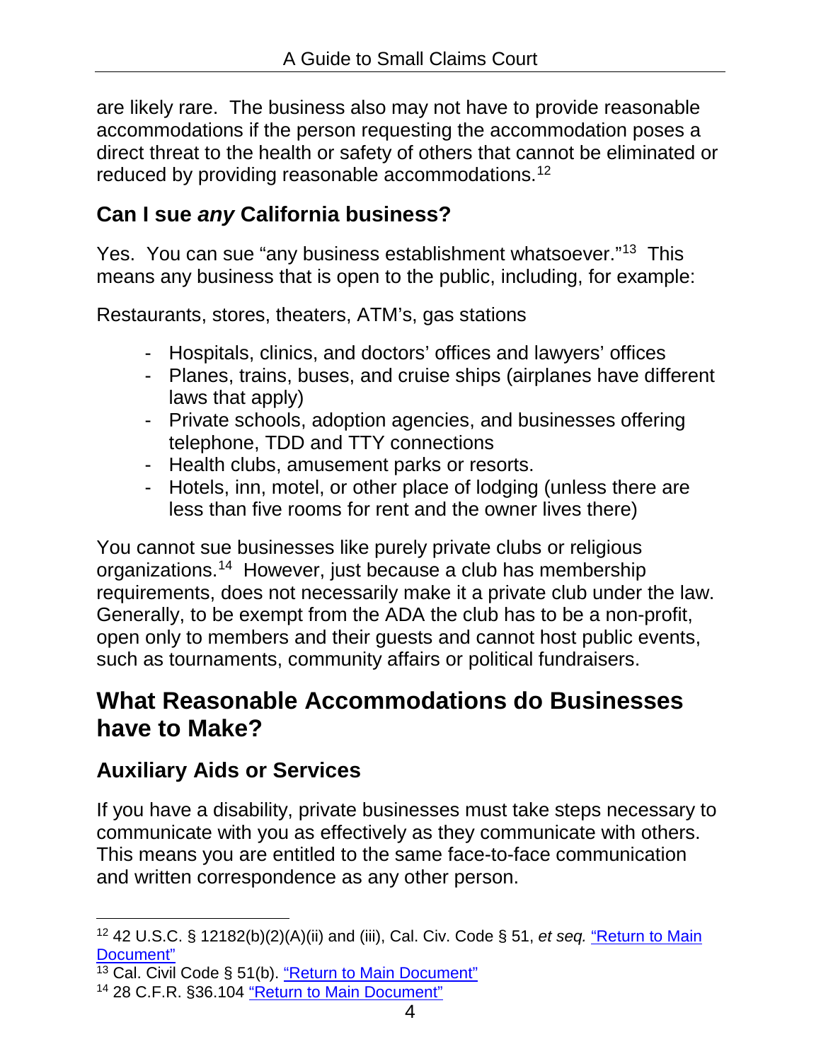are likely rare. The business also may not have to provide reasonable accommodations if the person requesting the accommodation poses a direct threat to the health or safety of others that cannot be eliminated or reduced by providing reasonable accommodations.[12]

### Can I sue *any* California business?

Yes. You can sue "any business establishment whatsoever."[13] This means any business that is open to the public, including, for example:

Restaurants, stores, theaters, ATM's, gas stations

- Hospitals, clinics, and doctors' offices and lawyers' offices
- Planes, trains, buses, and cruise ships (airplanes have different laws that apply)
- Private schools, adoption agencies, and businesses offering telephone, TDD and TTY connections
- Health clubs, amusement parks or resorts.
- Hotels, inn, motel, or other place of lodging (unless there are less than five rooms for rent and the owner lives there)

You cannot sue businesses like purely private clubs or religious organizations.[14] However, just because a club has membership requirements, does not necessarily make it a private club under the law. Generally, to be exempt from the ADA the club has to be a non-profit, open only to members and their guests and cannot host public events, such as tournaments, community affairs or political fundraisers.

## What Reasonable Accommodations do Businesses have to Make?

### Auxiliary Aids or Services

If you have a disability, private businesses must take steps necessary to communicate with you as effectively as they communicate with others. This means you are entitled to the same face-to-face communication and written correspondence as any other person.

---

[12] 42 U.S.C. § 12182(b)(2)(A)(ii) and (iii), Cal. Civ. Code § 51, *et seq.* "Return to Main Document"

[13] Cal. Civil Code § 51(b). "Return to Main Document"

[14] 28 C.F.R. §36.104 "Return to Main Document"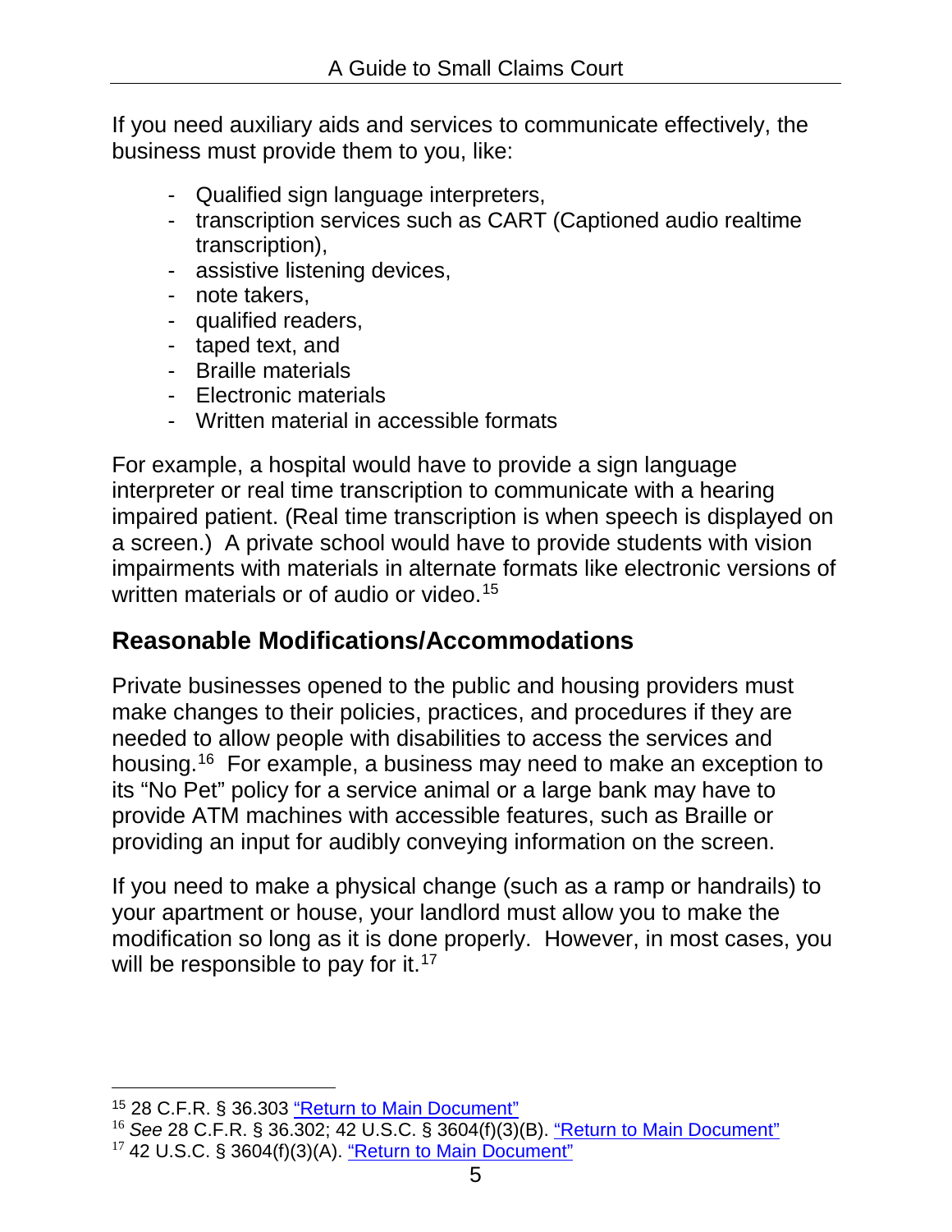If you need auxiliary aids and services to communicate effectively, the business must provide them to you, like:

- Qualified sign language interpreters,
- transcription services such as CART (Captioned audio realtime transcription),
- assistive listening devices,
- note takers,
- qualified readers,
- taped text, and
- Braille materials
- Electronic materials
- Written material in accessible formats

For example, a hospital would have to provide a sign language interpreter or real time transcription to communicate with a hearing impaired patient. (Real time transcription is when speech is displayed on a screen.) A private school would have to provide students with vision impairments with materials in alternate formats like electronic versions of written materials or of audio or video.[15]

## Reasonable Modifications/Accommodations

Private businesses opened to the public and housing providers must make changes to their policies, practices, and procedures if they are needed to allow people with disabilities to access the services and housing.[16] For example, a business may need to make an exception to its "No Pet" policy for a service animal or a large bank may have to provide ATM machines with accessible features, such as Braille or providing an input for audibly conveying information on the screen.

If you need to make a physical change (such as a ramp or handrails) to your apartment or house, your landlord must allow you to make the modification so long as it is done properly. However, in most cases, you will be responsible to pay for it.[17]

---

[15] 28 C.F.R. § 36.303 "Return to Main Document"

[16] *See* 28 C.F.R. § 36.302; 42 U.S.C. § 3604(f)(3)(B). "Return to Main Document"

[17] 42 U.S.C. § 3604(f)(3)(A). "Return to Main Document"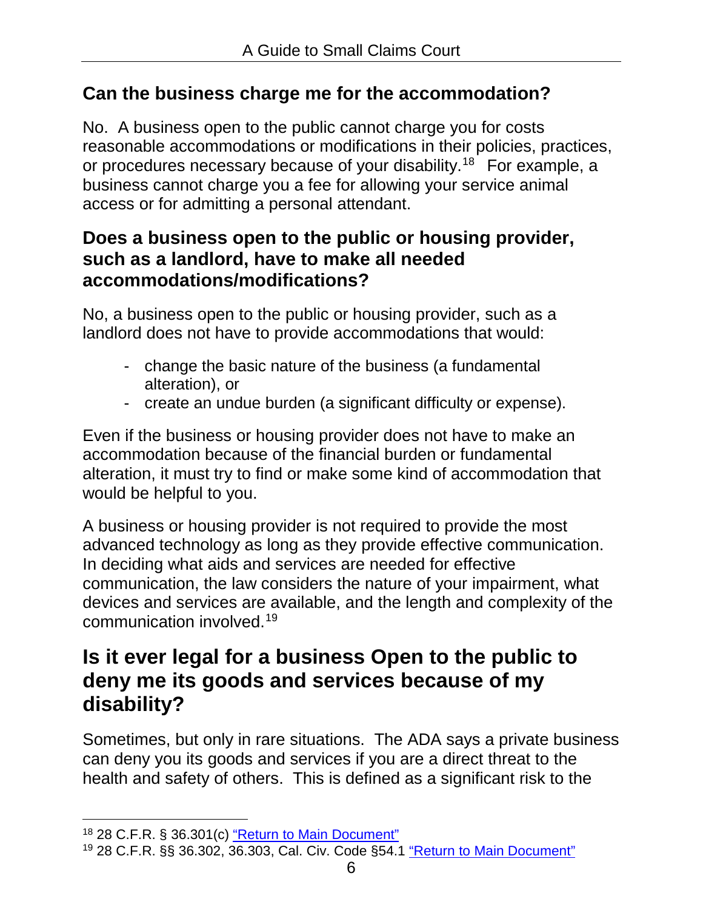## Can the business charge me for the accommodation?

No. A business open to the public cannot charge you for costs reasonable accommodations or modifications in their policies, practices, or procedures necessary because of your disability.[18] For example, a business cannot charge you a fee for allowing your service animal access or for admitting a personal attendant.

## Does a business open to the public or housing provider, such as a landlord, have to make all needed accommodations/modifications?

No, a business open to the public or housing provider, such as a landlord does not have to provide accommodations that would:

- change the basic nature of the business (a fundamental alteration), or
- create an undue burden (a significant difficulty or expense).

Even if the business or housing provider does not have to make an accommodation because of the financial burden or fundamental alteration, it must try to find or make some kind of accommodation that would be helpful to you.

A business or housing provider is not required to provide the most advanced technology as long as they provide effective communication. In deciding what aids and services are needed for effective communication, the law considers the nature of your impairment, what devices and services are available, and the length and complexity of the communication involved.[19]

# Is it ever legal for a business Open to the public to deny me its goods and services because of my disability?

Sometimes, but only in rare situations. The ADA says a private business can deny you its goods and services if you are a direct threat to the health and safety of others. This is defined as a significant risk to the

---

[18] 28 C.F.R. § 36.301(c) "Return to Main Document"

[19] 28 C.F.R. §§ 36.302, 36.303, Cal. Civ. Code §54.1 "Return to Main Document"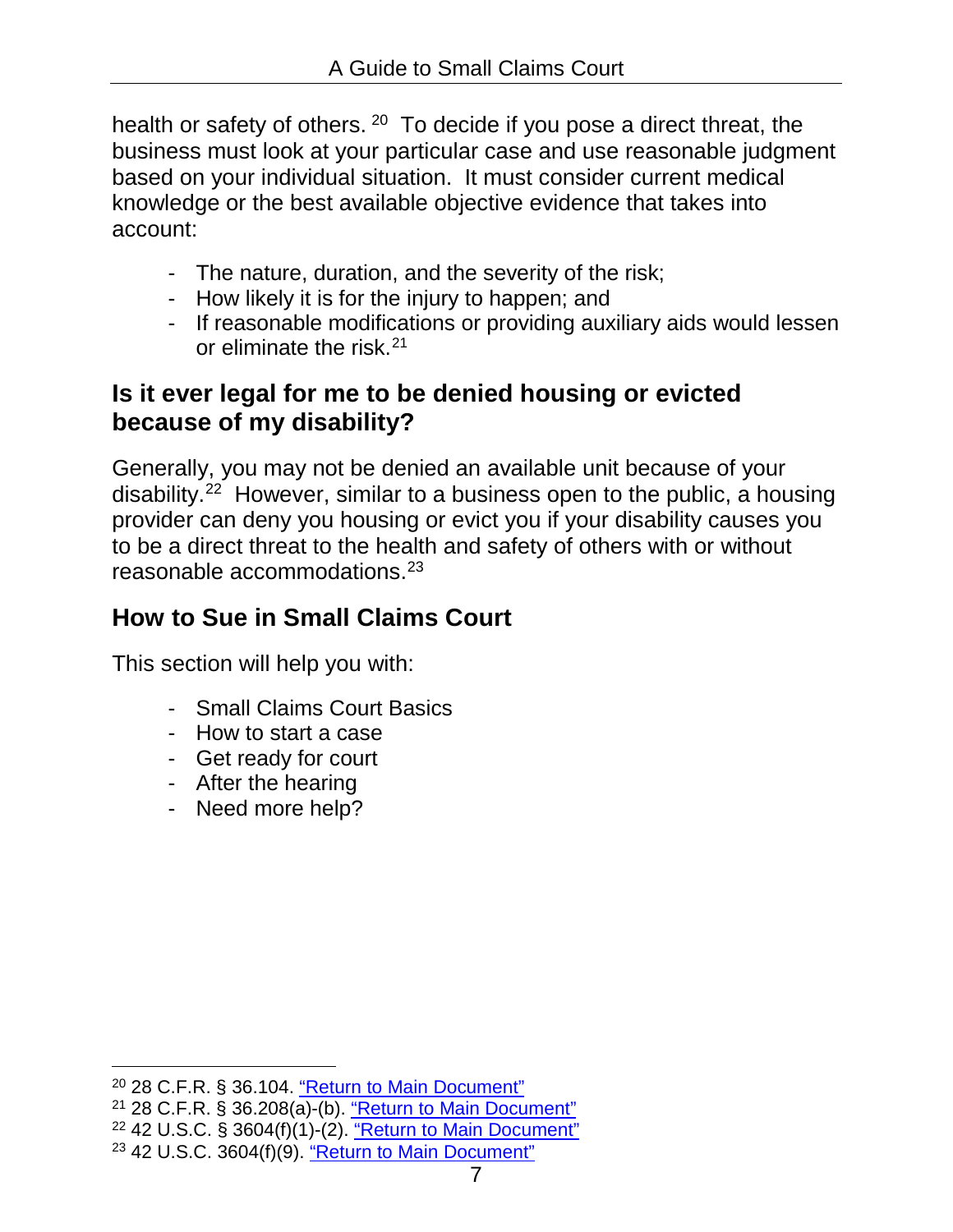health or safety of others.[20] To decide if you pose a direct threat, the business must look at your particular case and use reasonable judgment based on your individual situation. It must consider current medical knowledge or the best available objective evidence that takes into account:

- The nature, duration, and the severity of the risk;
- How likely it is for the injury to happen; and
- If reasonable modifications or providing auxiliary aids would lessen or eliminate the risk.[21]

### Is it ever legal for me to be denied housing or evicted because of my disability?

Generally, you may not be denied an available unit because of your disability.[22] However, similar to a business open to the public, a housing provider can deny you housing or evict you if your disability causes you to be a direct threat to the health and safety of others with or without reasonable accommodations.[23]

## How to Sue in Small Claims Court

This section will help you with:

- Small Claims Court Basics
- How to start a case
- Get ready for court
- After the hearing
- Need more help?

---

[20] 28 C.F.R. § 36.104. "Return to Main Document"

[21] 28 C.F.R. § 36.208(a)-(b). "Return to Main Document"

[22] 42 U.S.C. § 3604(f)(1)-(2). "Return to Main Document"

[23] 42 U.S.C. 3604(f)(9). "Return to Main Document"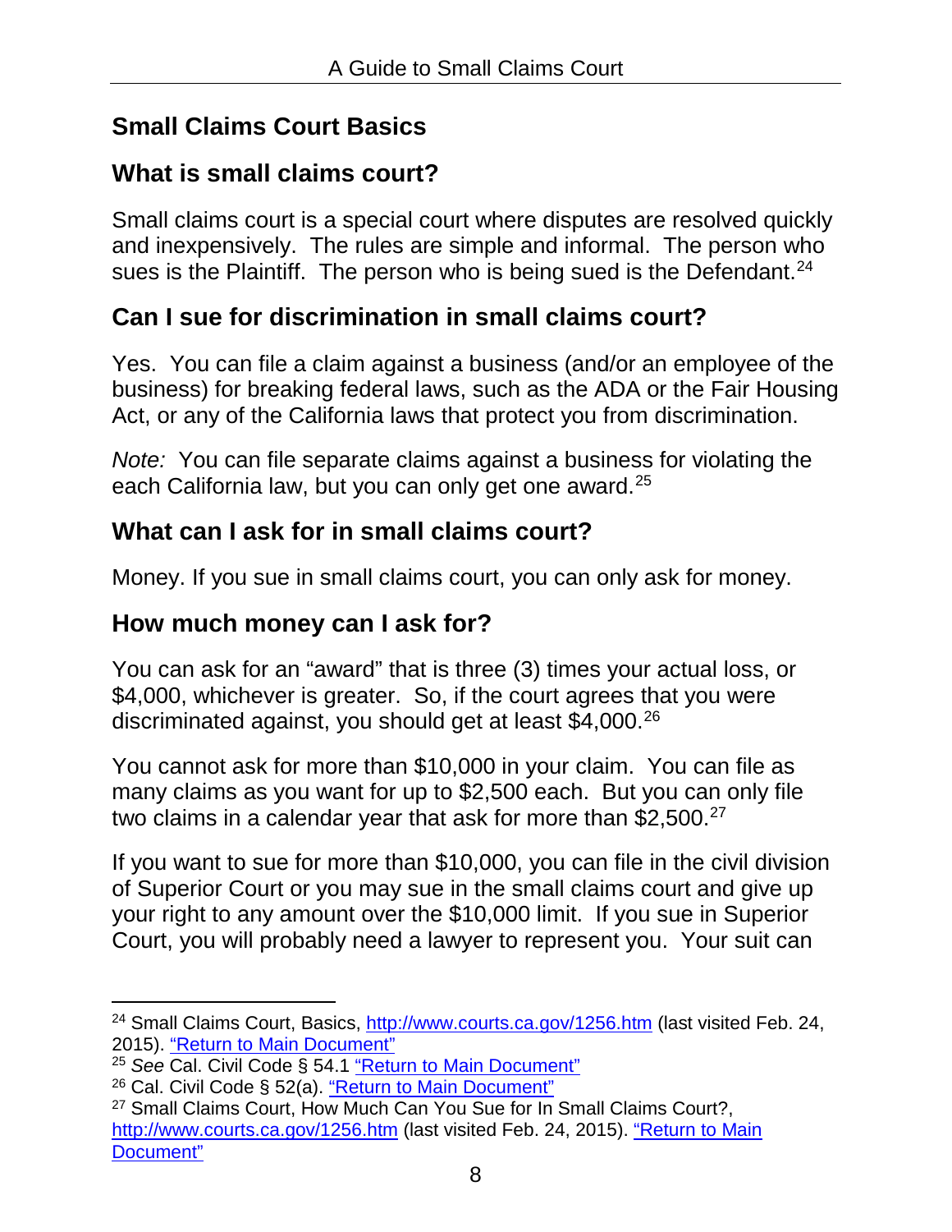## Small Claims Court Basics

### What is small claims court?

Small claims court is a special court where disputes are resolved quickly and inexpensively. The rules are simple and informal. The person who sues is the Plaintiff. The person who is being sued is the Defendant.[24]

### Can I sue for discrimination in small claims court?

Yes. You can file a claim against a business (and/or an employee of the business) for breaking federal laws, such as the ADA or the Fair Housing Act, or any of the California laws that protect you from discrimination.

*Note:* You can file separate claims against a business for violating the each California law, but you can only get one award.[25]

### What can I ask for in small claims court?

Money. If you sue in small claims court, you can only ask for money.

### How much money can I ask for?

You can ask for an "award" that is three (3) times your actual loss, or $4,000, whichever is greater. So, if the court agrees that you were discriminated against, you should get at least $4,000.[26]

You cannot ask for more than $10,000 in your claim. You can file as many claims as you want for up to $2,500 each. But you can only file two claims in a calendar year that ask for more than $2,500.[27]

If you want to sue for more than $10,000, you can file in the civil division of Superior Court or you may sue in the small claims court and give up your right to any amount over the $10,000 limit. If you sue in Superior Court, you will probably need a lawyer to represent you. Your suit can

---

[24] Small Claims Court, Basics, http://www.courts.ca.gov/1256.htm (last visited Feb. 24, 2015). "Return to Main Document"

[25] *See* Cal. Civil Code § 54.1 "Return to Main Document"

[26] Cal. Civil Code § 52(a). "Return to Main Document"

[27] Small Claims Court, How Much Can You Sue for In Small Claims Court?, http://www.courts.ca.gov/1256.htm (last visited Feb. 24, 2015). "Return to Main Document"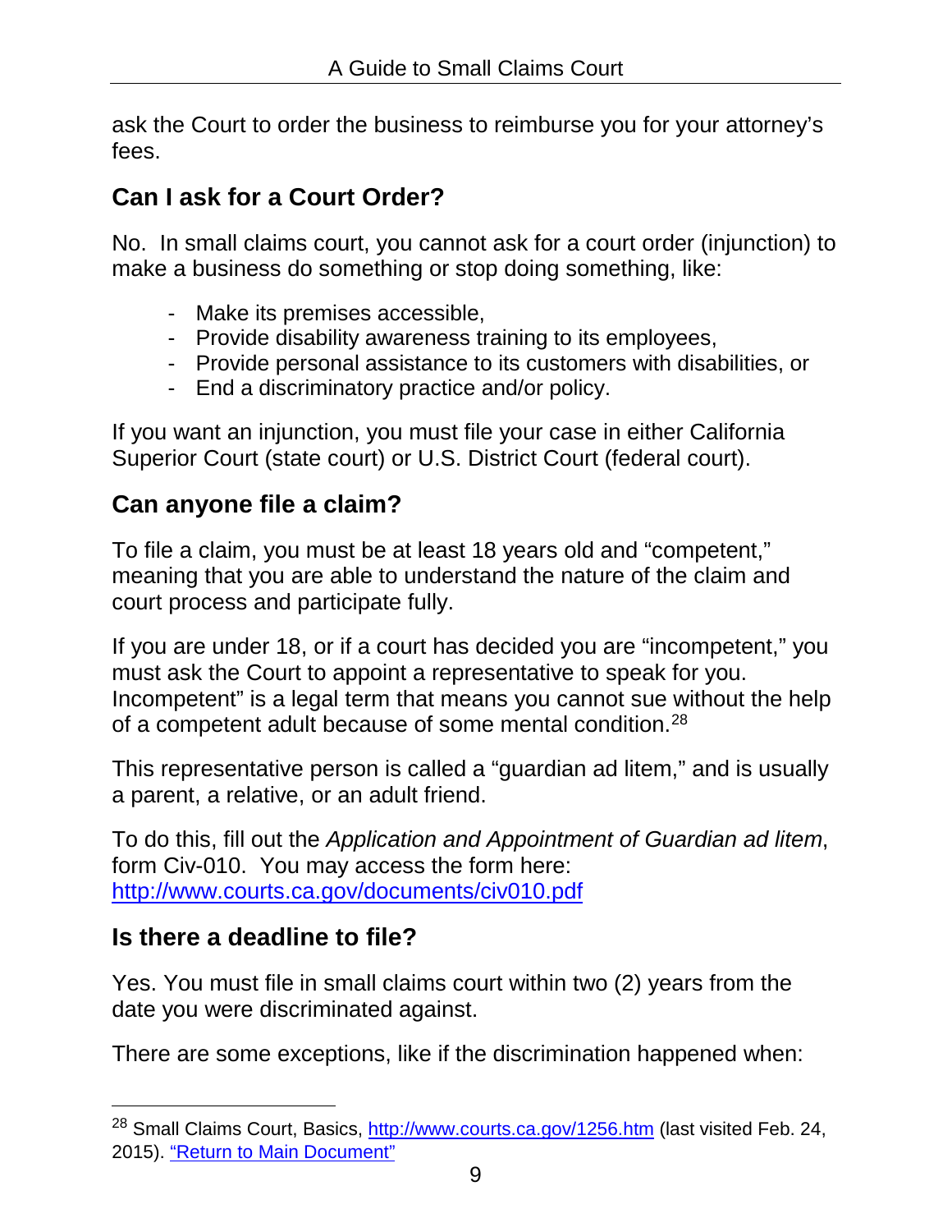ask the Court to order the business to reimburse you for your attorney's fees.

## Can I ask for a Court Order?

No. In small claims court, you cannot ask for a court order (injunction) to make a business do something or stop doing something, like:

- Make its premises accessible,
- Provide disability awareness training to its employees,
- Provide personal assistance to its customers with disabilities, or
- End a discriminatory practice and/or policy.

If you want an injunction, you must file your case in either California Superior Court (state court) or U.S. District Court (federal court).

## Can anyone file a claim?

To file a claim, you must be at least 18 years old and "competent," meaning that you are able to understand the nature of the claim and court process and participate fully.

If you are under 18, or if a court has decided you are "incompetent," you must ask the Court to appoint a representative to speak for you. Incompetent" is a legal term that means you cannot sue without the help of a competent adult because of some mental condition.[28]

This representative person is called a "guardian ad litem," and is usually a parent, a relative, or an adult friend.

To do this, fill out the *Application and Appointment of Guardian ad litem*, form Civ-010. You may access the form here: [http://www.courts.ca.gov/documents/civ010.pdf](http://www.courts.ca.gov/documents/civ010.pdf)

## Is there a deadline to file?

Yes. You must file in small claims court within two (2) years from the date you were discriminated against.

There are some exceptions, like if the discrimination happened when:

---

[28] Small Claims Court, Basics, [http://www.courts.ca.gov/1256.htm](http://www.courts.ca.gov/1256.htm) (last visited Feb. 24, 2015). "Return to Main Document"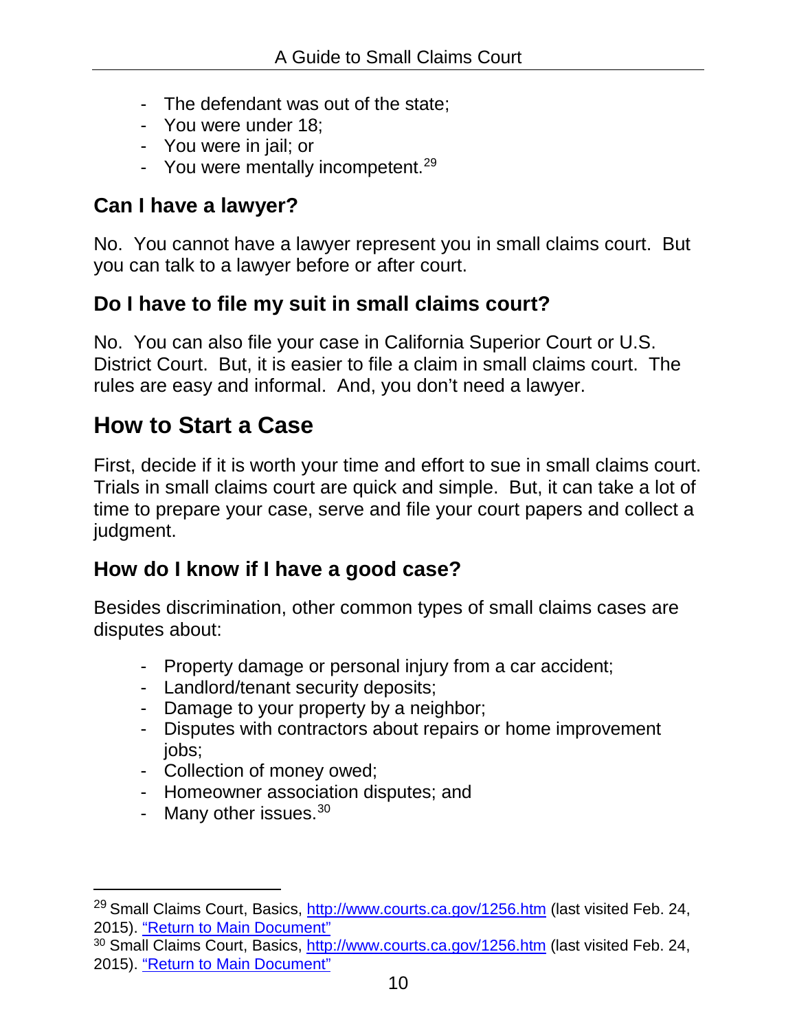- The defendant was out of the state;
- You were under 18;
- You were in jail; or
- You were mentally incompetent.[29]

### Can I have a lawyer?

No. You cannot have a lawyer represent you in small claims court. But you can talk to a lawyer before or after court.

### Do I have to file my suit in small claims court?

No. You can also file your case in California Superior Court or U.S. District Court. But, it is easier to file a claim in small claims court. The rules are easy and informal. And, you don't need a lawyer.

## How to Start a Case

First, decide if it is worth your time and effort to sue in small claims court. Trials in small claims court are quick and simple. But, it can take a lot of time to prepare your case, serve and file your court papers and collect a judgment.

### How do I know if I have a good case?

Besides discrimination, other common types of small claims cases are disputes about:

- Property damage or personal injury from a car accident;
- Landlord/tenant security deposits;
- Damage to your property by a neighbor;
- Disputes with contractors about repairs or home improvement jobs;
- Collection of money owed;
- Homeowner association disputes; and
- Many other issues.[30]

---

[29] Small Claims Court, Basics, http://www.courts.ca.gov/1256.htm (last visited Feb. 24, 2015). "Return to Main Document"

[30] Small Claims Court, Basics, http://www.courts.ca.gov/1256.htm (last visited Feb. 24, 2015). "Return to Main Document"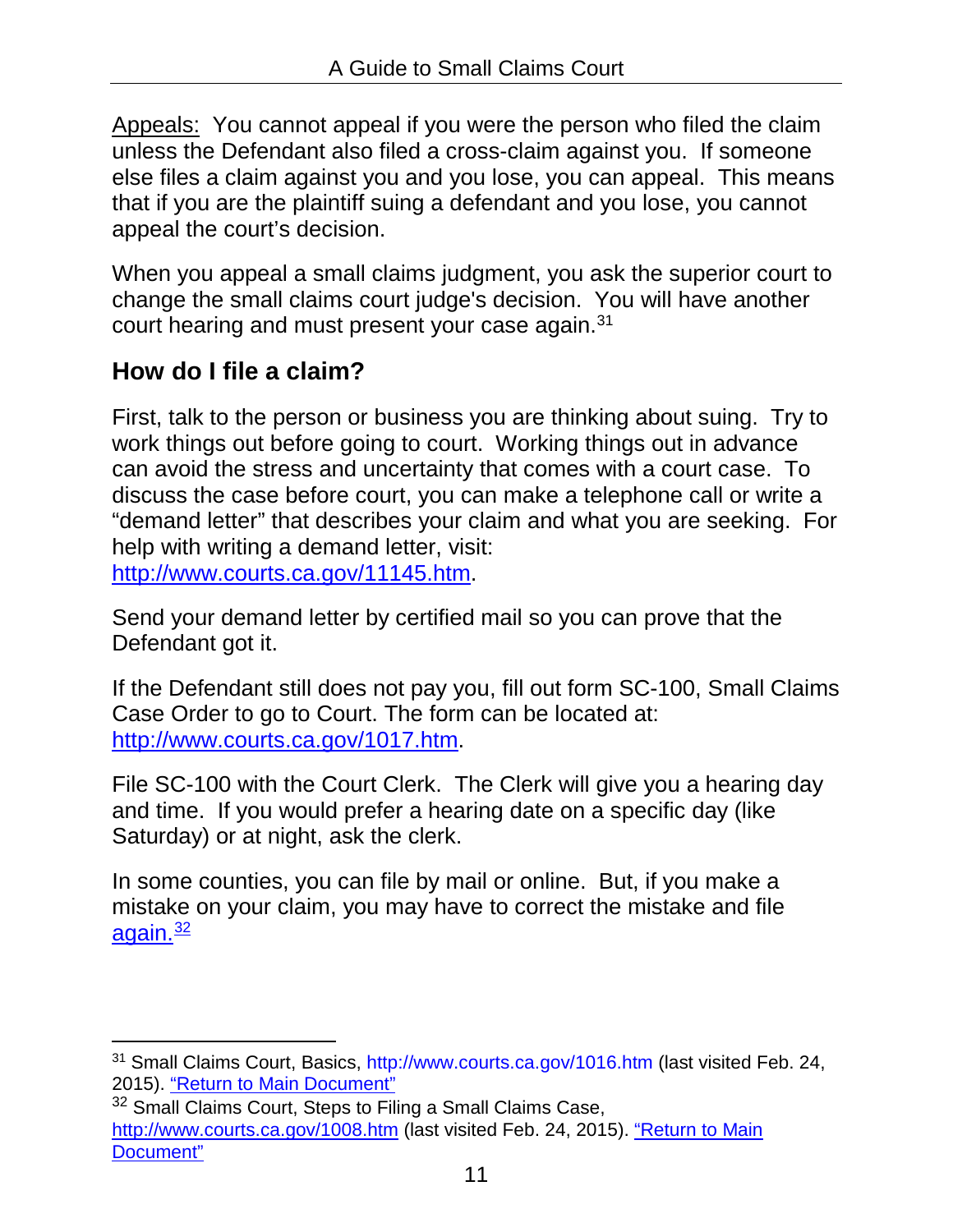Appeals: You cannot appeal if you were the person who filed the claim unless the Defendant also filed a cross-claim against you. If someone else files a claim against you and you lose, you can appeal. This means that if you are the plaintiff suing a defendant and you lose, you cannot appeal the court's decision.

When you appeal a small claims judgment, you ask the superior court to change the small claims court judge's decision. You will have another court hearing and must present your case again.[31]

## How do I file a claim?

First, talk to the person or business you are thinking about suing. Try to work things out before going to court. Working things out in advance can avoid the stress and uncertainty that comes with a court case. To discuss the case before court, you can make a telephone call or write a "demand letter" that describes your claim and what you are seeking. For help with writing a demand letter, visit: http://www.courts.ca.gov/11145.htm.

Send your demand letter by certified mail so you can prove that the Defendant got it.

If the Defendant still does not pay you, fill out form SC-100, Small Claims Case Order to go to Court. The form can be located at: http://www.courts.ca.gov/1017.htm.

File SC-100 with the Court Clerk. The Clerk will give you a hearing day and time. If you would prefer a hearing date on a specific day (like Saturday) or at night, ask the clerk.

In some counties, you can file by mail or online. But, if you make a mistake on your claim, you may have to correct the mistake and file again.[32]

---

[31] Small Claims Court, Basics, http://www.courts.ca.gov/1016.htm (last visited Feb. 24, 2015). "Return to Main Document"

[32] Small Claims Court, Steps to Filing a Small Claims Case, http://www.courts.ca.gov/1008.htm (last visited Feb. 24, 2015). "Return to Main Document"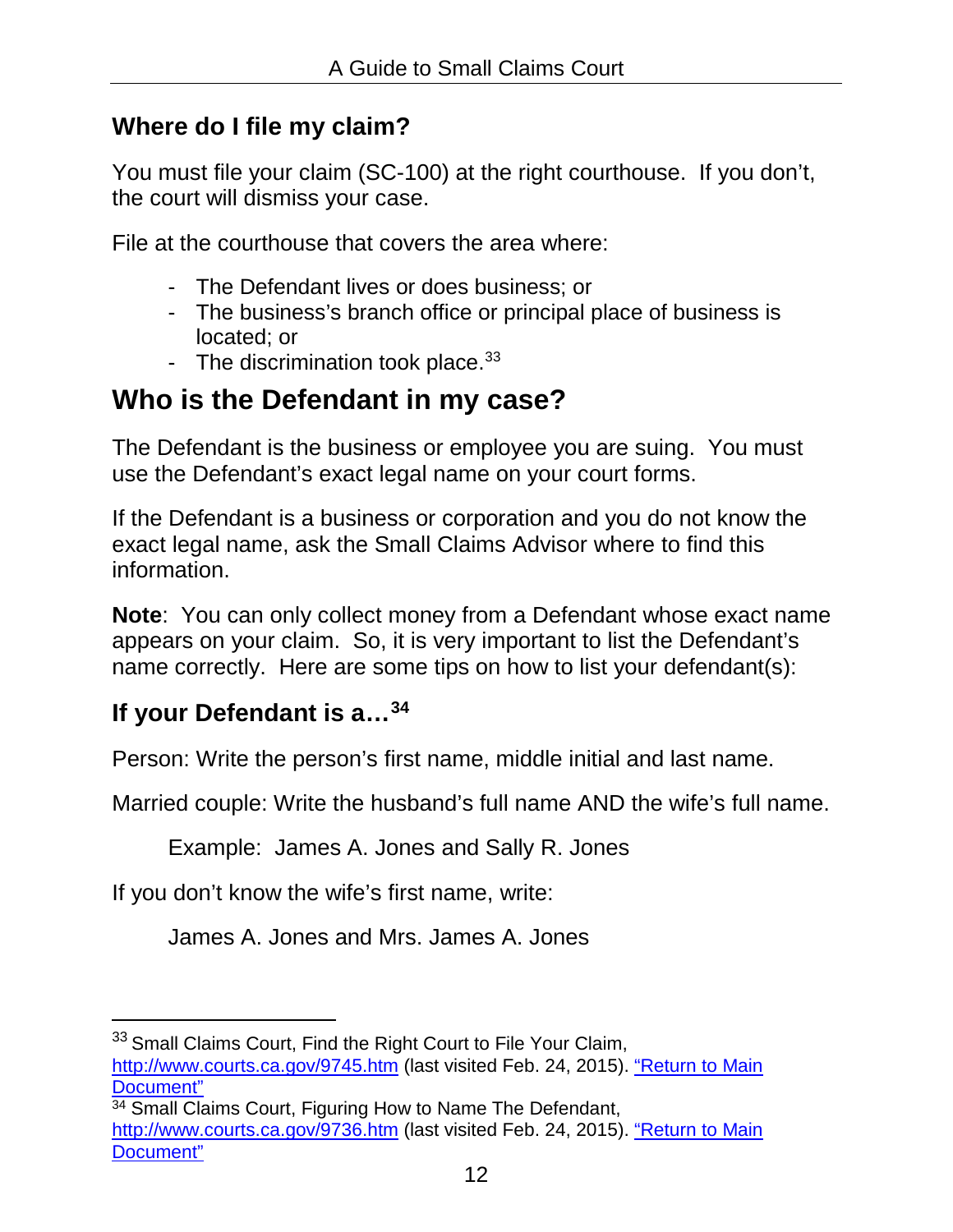### Where do I file my claim?

You must file your claim (SC-100) at the right courthouse. If you don't, the court will dismiss your case.

File at the courthouse that covers the area where:

- The Defendant lives or does business; or
- The business's branch office or principal place of business is located; or
- The discrimination took place.[33]

## Who is the Defendant in my case?

The Defendant is the business or employee you are suing. You must use the Defendant's exact legal name on your court forms.

If the Defendant is a business or corporation and you do not know the exact legal name, ask the Small Claims Advisor where to find this information.

**Note**: You can only collect money from a Defendant whose exact name appears on your claim. So, it is very important to list the Defendant's name correctly. Here are some tips on how to list your defendant(s):

### If your Defendant is a…[34]

Person: Write the person's first name, middle initial and last name.

Married couple: Write the husband's full name AND the wife's full name.

Example: James A. Jones and Sally R. Jones

If you don't know the wife's first name, write:

James A. Jones and Mrs. James A. Jones

---

[33] Small Claims Court, Find the Right Court to File Your Claim, http://www.courts.ca.gov/9745.htm (last visited Feb. 24, 2015). "Return to Main Document"

[34] Small Claims Court, Figuring How to Name The Defendant, http://www.courts.ca.gov/9736.htm (last visited Feb. 24, 2015). "Return to Main Document"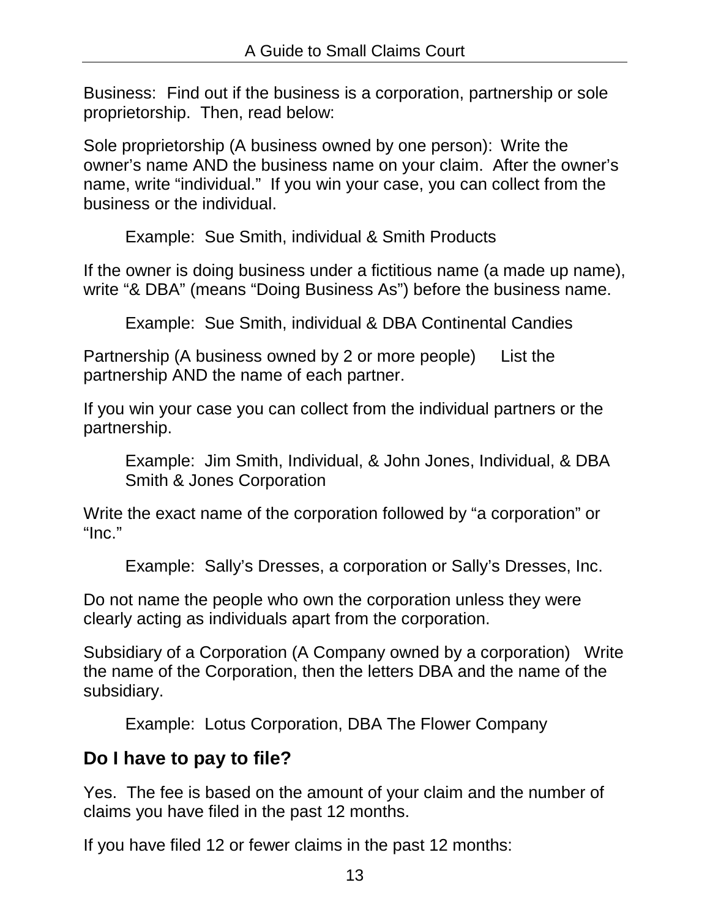Business: Find out if the business is a corporation, partnership or sole proprietorship. Then, read below:

Sole proprietorship (A business owned by one person): Write the owner's name AND the business name on your claim. After the owner's name, write "individual." If you win your case, you can collect from the business or the individual.

> Example: Sue Smith, individual & Smith Products

If the owner is doing business under a fictitious name (a made up name), write "& DBA" (means "Doing Business As") before the business name.

> Example: Sue Smith, individual & DBA Continental Candies

Partnership (A business owned by 2 or more people) List the partnership AND the name of each partner.

If you win your case you can collect from the individual partners or the partnership.

> Example: Jim Smith, Individual, & John Jones, Individual, & DBA Smith & Jones Corporation

Write the exact name of the corporation followed by "a corporation" or "Inc."

> Example: Sally's Dresses, a corporation or Sally's Dresses, Inc.

Do not name the people who own the corporation unless they were clearly acting as individuals apart from the corporation.

Subsidiary of a Corporation (A Company owned by a corporation) Write the name of the Corporation, then the letters DBA and the name of the subsidiary.

> Example: Lotus Corporation, DBA The Flower Company

## Do I have to pay to file?

Yes. The fee is based on the amount of your claim and the number of claims you have filed in the past 12 months.

If you have filed 12 or fewer claims in the past 12 months: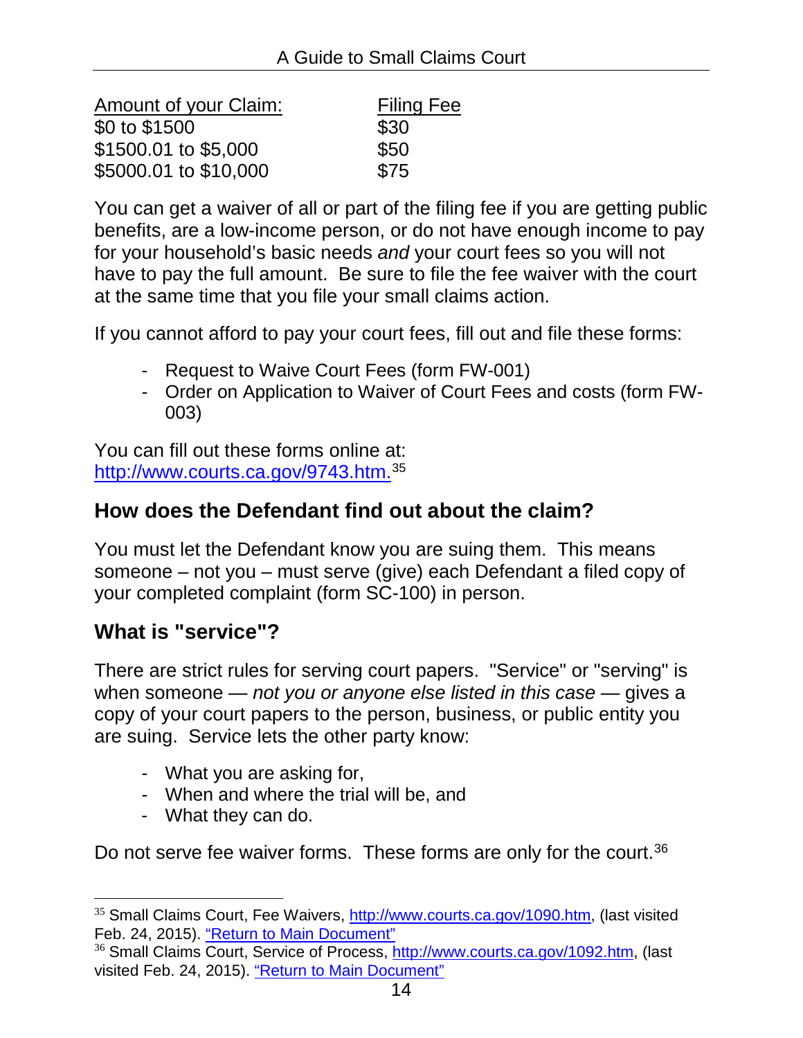| Amount of your Claim: | Filing Fee |
| --- | --- |
| $0 to $1500 | $30 |
| $1500.01 to $5,000 | $50 |
| $5000.01 to $10,000 | $75 |

You can get a waiver of all or part of the filing fee if you are getting public benefits, are a low-income person, or do not have enough income to pay for your household's basic needs *and* your court fees so you will not have to pay the full amount. Be sure to file the fee waiver with the court at the same time that you file your small claims action.

If you cannot afford to pay your court fees, fill out and file these forms:

- Request to Waive Court Fees (form FW-001)
- Order on Application to Waiver of Court Fees and costs (form FW-003)

You can fill out these forms online at: [http://www.courts.ca.gov/9743.htm.](http://www.courts.ca.gov/9743.htm)[35]

## How does the Defendant find out about the claim?

You must let the Defendant know you are suing them. This means someone – not you – must serve (give) each Defendant a filed copy of your completed complaint (form SC-100) in person.

## What is "service"?

There are strict rules for serving court papers. "Service" or "serving" is when someone — *not you or anyone else listed in this case* — gives a copy of your court papers to the person, business, or public entity you are suing. Service lets the other party know:

- What you are asking for,
- When and where the trial will be, and
- What they can do.

Do not serve fee waiver forms. These forms are only for the court.[36]

---

[35] Small Claims Court, Fee Waivers, [http://www.courts.ca.gov/1090.htm](http://www.courts.ca.gov/1090.htm), (last visited Feb. 24, 2015). "Return to Main Document"

[36] Small Claims Court, Service of Process, [http://www.courts.ca.gov/1092.htm](http://www.courts.ca.gov/1092.htm), (last visited Feb. 24, 2015). "Return to Main Document"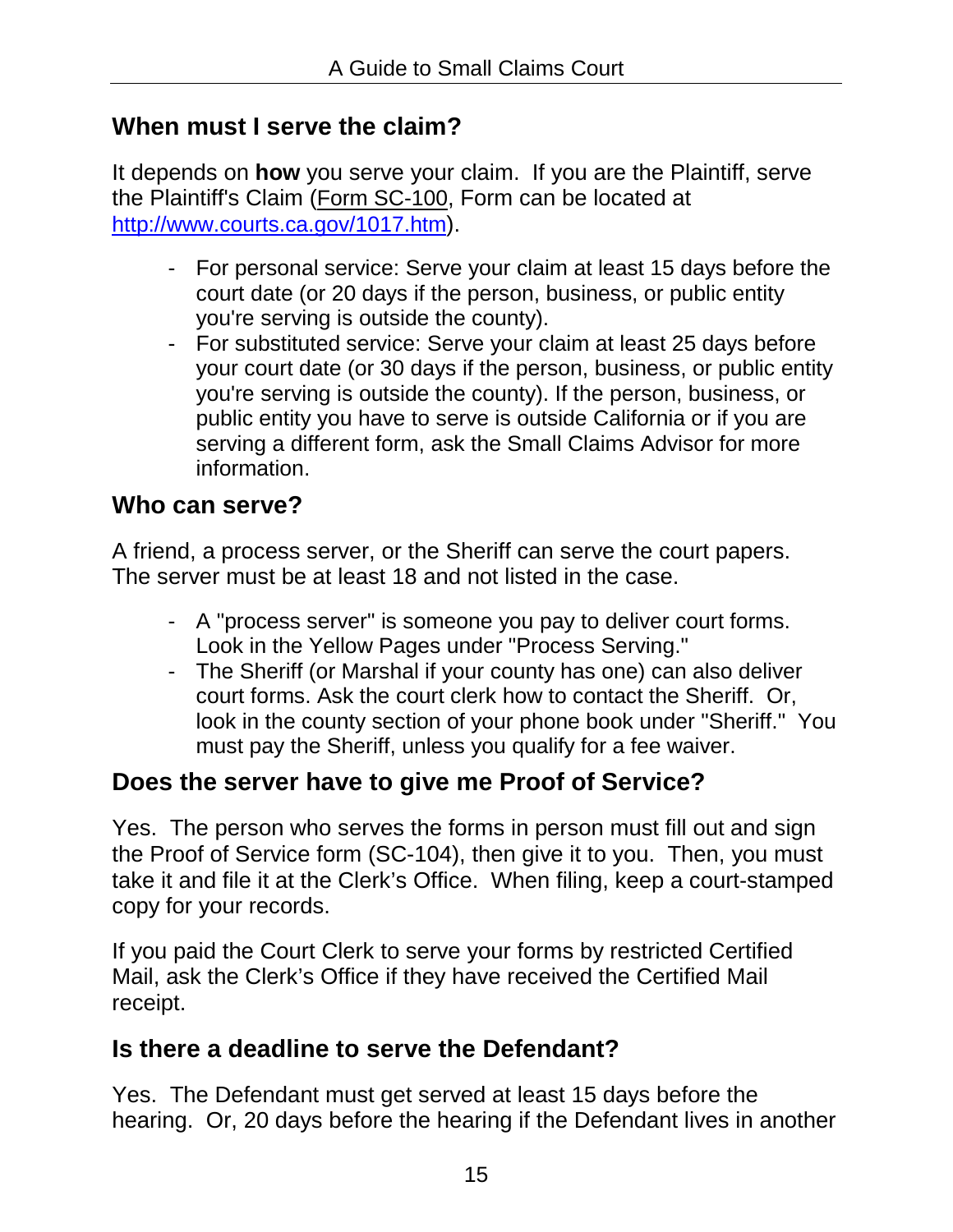## When must I serve the claim?

It depends on **how** you serve your claim. If you are the Plaintiff, serve the Plaintiff's Claim (Form SC-100, Form can be located at [http://www.courts.ca.gov/1017.htm](http://www.courts.ca.gov/1017.htm)).

- For personal service: Serve your claim at least 15 days before the court date (or 20 days if the person, business, or public entity you're serving is outside the county).
- For substituted service: Serve your claim at least 25 days before your court date (or 30 days if the person, business, or public entity you're serving is outside the county). If the person, business, or public entity you have to serve is outside California or if you are serving a different form, ask the Small Claims Advisor for more information.

## Who can serve?

A friend, a process server, or the Sheriff can serve the court papers. The server must be at least 18 and not listed in the case.

- A "process server" is someone you pay to deliver court forms. Look in the Yellow Pages under "Process Serving."
- The Sheriff (or Marshal if your county has one) can also deliver court forms. Ask the court clerk how to contact the Sheriff. Or, look in the county section of your phone book under "Sheriff." You must pay the Sheriff, unless you qualify for a fee waiver.

## Does the server have to give me Proof of Service?

Yes. The person who serves the forms in person must fill out and sign the Proof of Service form (SC-104), then give it to you. Then, you must take it and file it at the Clerk's Office. When filing, keep a court-stamped copy for your records.

If you paid the Court Clerk to serve your forms by restricted Certified Mail, ask the Clerk's Office if they have received the Certified Mail receipt.

## Is there a deadline to serve the Defendant?

Yes. The Defendant must get served at least 15 days before the hearing. Or, 20 days before the hearing if the Defendant lives in another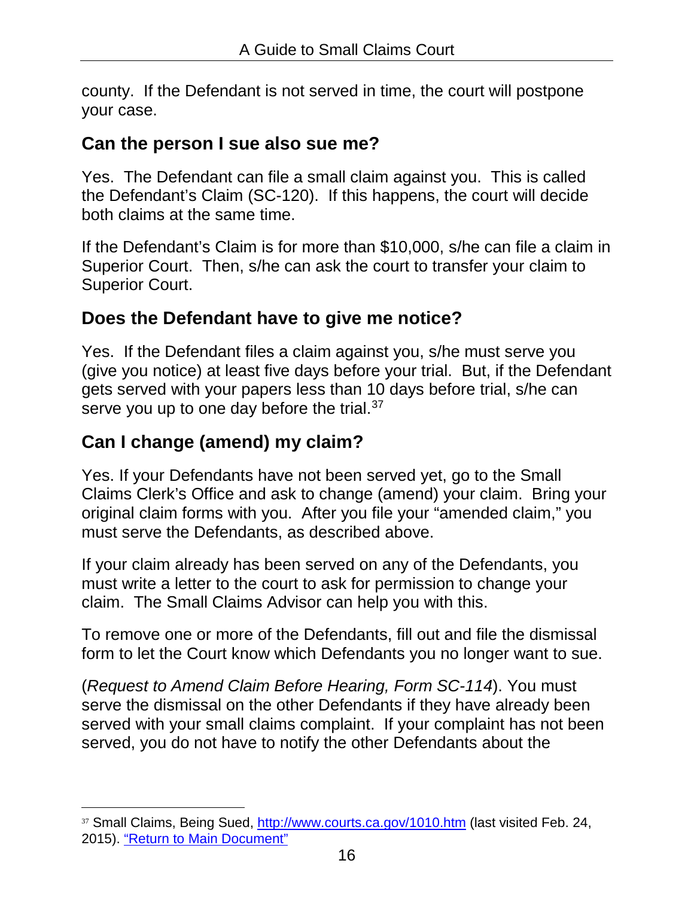county. If the Defendant is not served in time, the court will postpone your case.

## Can the person I sue also sue me?

Yes. The Defendant can file a small claim against you. This is called the Defendant's Claim (SC-120). If this happens, the court will decide both claims at the same time.

If the Defendant's Claim is for more than $10,000, s/he can file a claim in Superior Court. Then, s/he can ask the court to transfer your claim to Superior Court.

## Does the Defendant have to give me notice?

Yes. If the Defendant files a claim against you, s/he must serve you (give you notice) at least five days before your trial. But, if the Defendant gets served with your papers less than 10 days before trial, s/he can serve you up to one day before the trial.[37]

## Can I change (amend) my claim?

Yes. If your Defendants have not been served yet, go to the Small Claims Clerk's Office and ask to change (amend) your claim. Bring your original claim forms with you. After you file your "amended claim," you must serve the Defendants, as described above.

If your claim already has been served on any of the Defendants, you must write a letter to the court to ask for permission to change your claim. The Small Claims Advisor can help you with this.

To remove one or more of the Defendants, fill out and file the dismissal form to let the Court know which Defendants you no longer want to sue.

(*Request to Amend Claim Before Hearing, Form SC-114*). You must serve the dismissal on the other Defendants if they have already been served with your small claims complaint. If your complaint has not been served, you do not have to notify the other Defendants about the

---

[37] Small Claims, Being Sued, [http://www.courts.ca.gov/1010.htm](http://www.courts.ca.gov/1010.htm) (last visited Feb. 24, 2015). "Return to Main Document"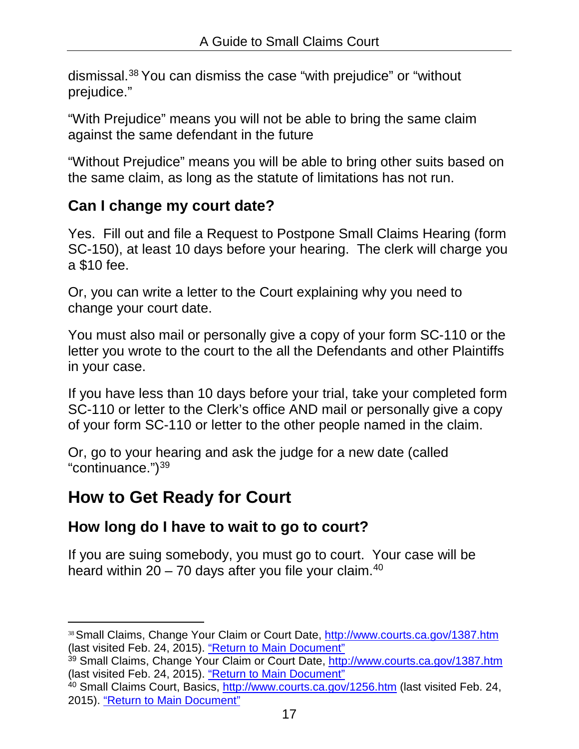dismissal.[38] You can dismiss the case "with prejudice" or "without prejudice."

"With Prejudice" means you will not be able to bring the same claim against the same defendant in the future

"Without Prejudice" means you will be able to bring other suits based on the same claim, as long as the statute of limitations has not run.

### Can I change my court date?

Yes. Fill out and file a Request to Postpone Small Claims Hearing (form SC-150), at least 10 days before your hearing. The clerk will charge you a $10 fee.

Or, you can write a letter to the Court explaining why you need to change your court date.

You must also mail or personally give a copy of your form SC-110 or the letter you wrote to the court to the all the Defendants and other Plaintiffs in your case.

If you have less than 10 days before your trial, take your completed form SC-110 or letter to the Clerk's office AND mail or personally give a copy of your form SC-110 or letter to the other people named in the claim.

Or, go to your hearing and ask the judge for a new date (called "continuance.")[39]

## How to Get Ready for Court

### How long do I have to wait to go to court?

If you are suing somebody, you must go to court. Your case will be heard within 20 – 70 days after you file your claim.[40]

---

[38] Small Claims, Change Your Claim or Court Date, http://www.courts.ca.gov/1387.htm (last visited Feb. 24, 2015). "Return to Main Document"

[39] Small Claims, Change Your Claim or Court Date, http://www.courts.ca.gov/1387.htm (last visited Feb. 24, 2015). "Return to Main Document"

[40] Small Claims Court, Basics, http://www.courts.ca.gov/1256.htm (last visited Feb. 24, 2015). "Return to Main Document"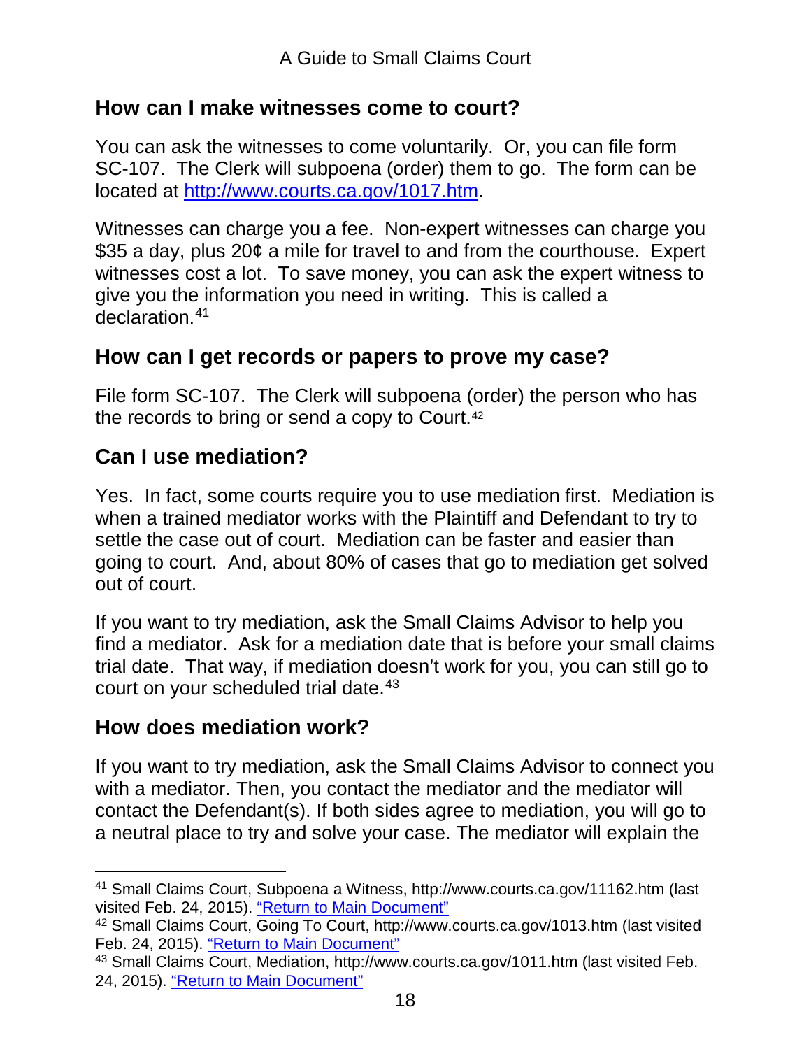## How can I make witnesses come to court?

You can ask the witnesses to come voluntarily. Or, you can file form SC-107. The Clerk will subpoena (order) them to go. The form can be located at [http://www.courts.ca.gov/1017.htm](http://www.courts.ca.gov/1017.htm).

Witnesses can charge you a fee. Non-expert witnesses can charge you $35 a day, plus 20¢ a mile for travel to and from the courthouse. Expert witnesses cost a lot. To save money, you can ask the expert witness to give you the information you need in writing. This is called a declaration.[41]

## How can I get records or papers to prove my case?

File form SC-107. The Clerk will subpoena (order) the person who has the records to bring or send a copy to Court.[42]

## Can I use mediation?

Yes. In fact, some courts require you to use mediation first. Mediation is when a trained mediator works with the Plaintiff and Defendant to try to settle the case out of court. Mediation can be faster and easier than going to court. And, about 80% of cases that go to mediation get solved out of court.

If you want to try mediation, ask the Small Claims Advisor to help you find a mediator. Ask for a mediation date that is before your small claims trial date. That way, if mediation doesn't work for you, you can still go to court on your scheduled trial date.[43]

## How does mediation work?

If you want to try mediation, ask the Small Claims Advisor to connect you with a mediator. Then, you contact the mediator and the mediator will contact the Defendant(s). If both sides agree to mediation, you will go to a neutral place to try and solve your case. The mediator will explain the

---

[41] Small Claims Court, Subpoena a Witness, http://www.courts.ca.gov/11162.htm (last visited Feb. 24, 2015). "Return to Main Document"

[42] Small Claims Court, Going To Court, http://www.courts.ca.gov/1013.htm (last visited Feb. 24, 2015). "Return to Main Document"

[43] Small Claims Court, Mediation, http://www.courts.ca.gov/1011.htm (last visited Feb. 24, 2015). "Return to Main Document"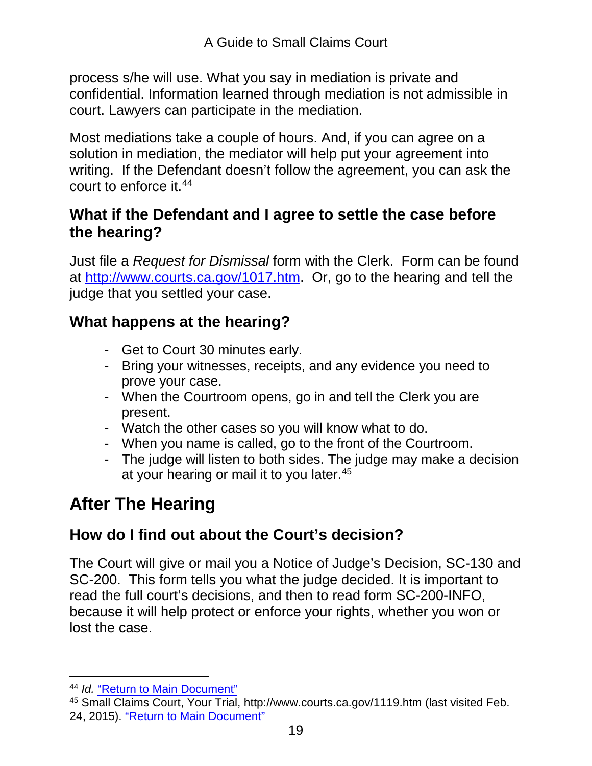process s/he will use. What you say in mediation is private and confidential. Information learned through mediation is not admissible in court. Lawyers can participate in the mediation.

Most mediations take a couple of hours. And, if you can agree on a solution in mediation, the mediator will help put your agreement into writing. If the Defendant doesn't follow the agreement, you can ask the court to enforce it.[44]

### What if the Defendant and I agree to settle the case before the hearing?

Just file a *Request for Dismissal* form with the Clerk. Form can be found at http://www.courts.ca.gov/1017.htm. Or, go to the hearing and tell the judge that you settled your case.

### What happens at the hearing?

- Get to Court 30 minutes early.
- Bring your witnesses, receipts, and any evidence you need to prove your case.
- When the Courtroom opens, go in and tell the Clerk you are present.
- Watch the other cases so you will know what to do.
- When you name is called, go to the front of the Courtroom.
- The judge will listen to both sides. The judge may make a decision at your hearing or mail it to you later.[45]

## After The Hearing

### How do I find out about the Court's decision?

The Court will give or mail you a Notice of Judge's Decision, SC-130 and SC-200. This form tells you what the judge decided. It is important to read the full court's decisions, and then to read form SC-200-INFO, because it will help protect or enforce your rights, whether you won or lost the case.

---

[44] *Id.* "Return to Main Document"

[45] Small Claims Court, Your Trial, http://www.courts.ca.gov/1119.htm (last visited Feb. 24, 2015). "Return to Main Document"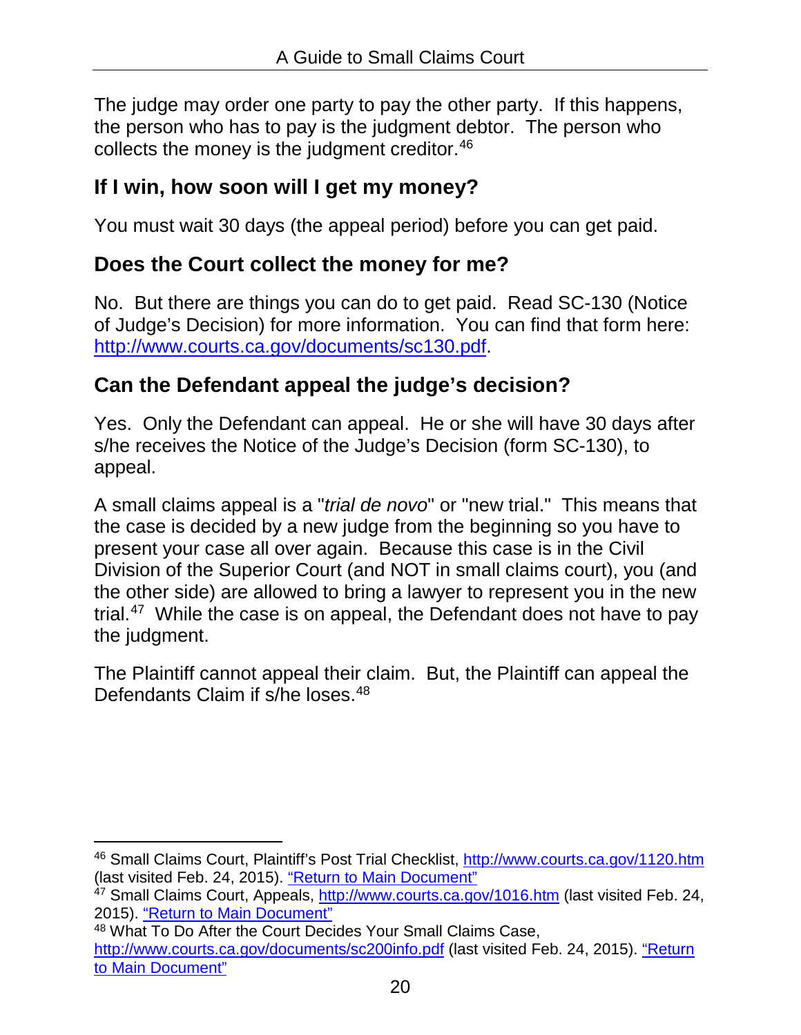The judge may order one party to pay the other party. If this happens, the person who has to pay is the judgment debtor. The person who collects the money is the judgment creditor.[46]

## If I win, how soon will I get my money?

You must wait 30 days (the appeal period) before you can get paid.

## Does the Court collect the money for me?

No. But there are things you can do to get paid. Read SC-130 (Notice of Judge's Decision) for more information. You can find that form here: http://www.courts.ca.gov/documents/sc130.pdf.

## Can the Defendant appeal the judge's decision?

Yes. Only the Defendant can appeal. He or she will have 30 days after s/he receives the Notice of the Judge's Decision (form SC-130), to appeal.

A small claims appeal is a "*trial de novo*" or "new trial." This means that the case is decided by a new judge from the beginning so you have to present your case all over again. Because this case is in the Civil Division of the Superior Court (and NOT in small claims court), you (and the other side) are allowed to bring a lawyer to represent you in the new trial.[47] While the case is on appeal, the Defendant does not have to pay the judgment.

The Plaintiff cannot appeal their claim. But, the Plaintiff can appeal the Defendants Claim if s/he loses.[48]

---

[46] Small Claims Court, Plaintiff's Post Trial Checklist, http://www.courts.ca.gov/1120.htm (last visited Feb. 24, 2015). "Return to Main Document"

[47] Small Claims Court, Appeals, http://www.courts.ca.gov/1016.htm (last visited Feb. 24, 2015). "Return to Main Document"

[48] What To Do After the Court Decides Your Small Claims Case, http://www.courts.ca.gov/documents/sc200info.pdf (last visited Feb. 24, 2015). "Return to Main Document"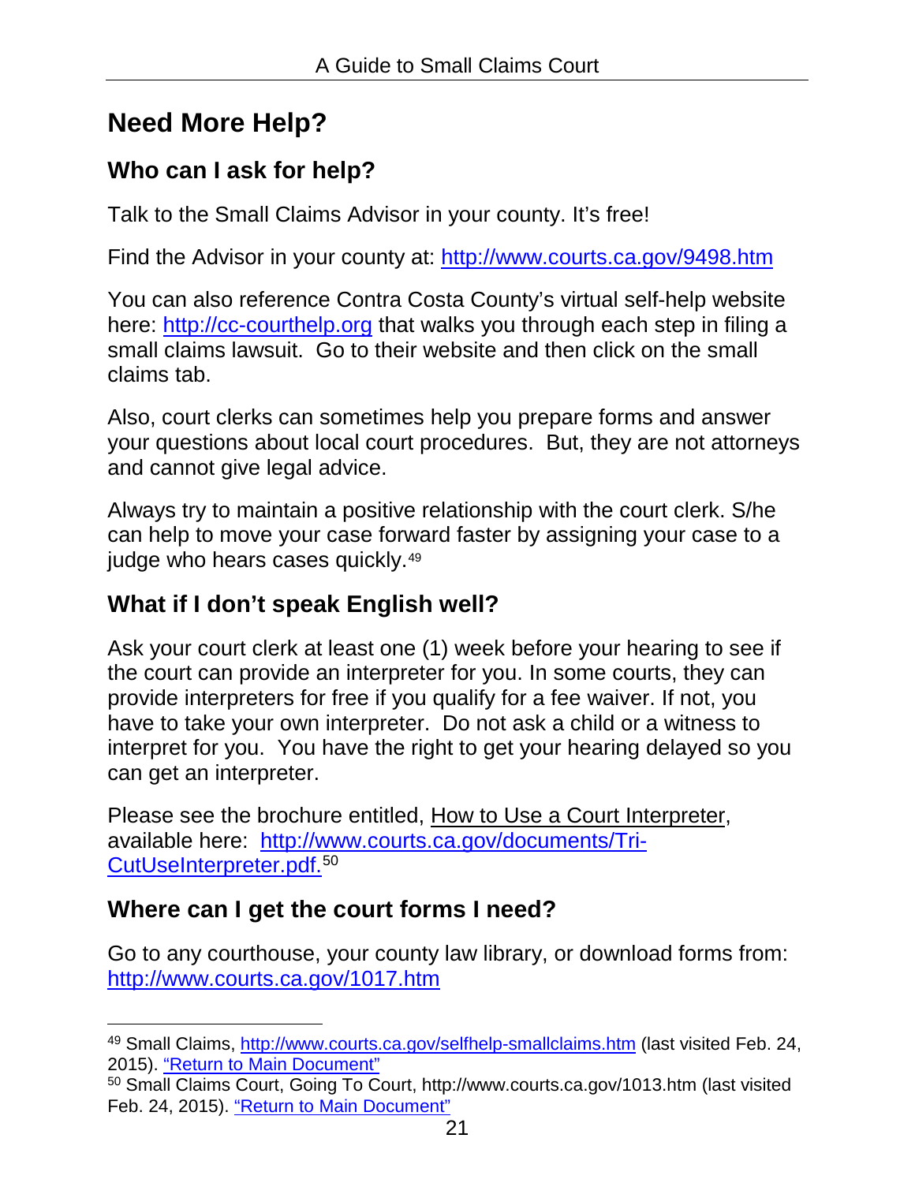## Need More Help?

### Who can I ask for help?

Talk to the Small Claims Advisor in your county. It's free!

Find the Advisor in your county at: http://www.courts.ca.gov/9498.htm

You can also reference Contra Costa County's virtual self-help website here: http://cc-courthelp.org that walks you through each step in filing a small claims lawsuit. Go to their website and then click on the small claims tab.

Also, court clerks can sometimes help you prepare forms and answer your questions about local court procedures. But, they are not attorneys and cannot give legal advice.

Always try to maintain a positive relationship with the court clerk. S/he can help to move your case forward faster by assigning your case to a judge who hears cases quickly.[49]

### What if I don't speak English well?

Ask your court clerk at least one (1) week before your hearing to see if the court can provide an interpreter for you. In some courts, they can provide interpreters for free if you qualify for a fee waiver. If not, you have to take your own interpreter. Do not ask a child or a witness to interpret for you. You have the right to get your hearing delayed so you can get an interpreter.

Please see the brochure entitled, How to Use a Court Interpreter, available here: http://www.courts.ca.gov/documents/Tri-CutUseInterpreter.pdf.[50]

### Where can I get the court forms I need?

Go to any courthouse, your county law library, or download forms from: http://www.courts.ca.gov/1017.htm

---

[49] Small Claims, http://www.courts.ca.gov/selfhelp-smallclaims.htm (last visited Feb. 24, 2015). "Return to Main Document"

[50] Small Claims Court, Going To Court, http://www.courts.ca.gov/1013.htm (last visited Feb. 24, 2015). "Return to Main Document"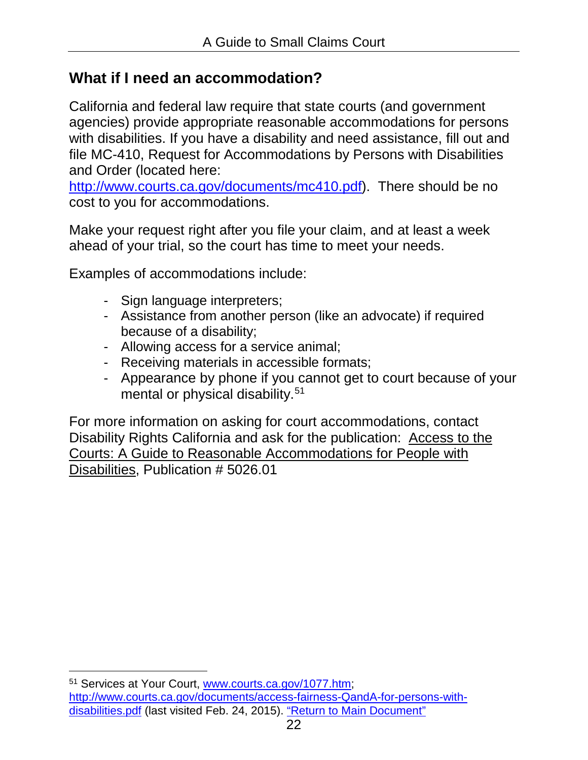## What if I need an accommodation?

California and federal law require that state courts (and government agencies) provide appropriate reasonable accommodations for persons with disabilities. If you have a disability and need assistance, fill out and file MC-410, Request for Accommodations by Persons with Disabilities and Order (located here: [http://www.courts.ca.gov/documents/mc410.pdf](http://www.courts.ca.gov/documents/mc410.pdf)). There should be no cost to you for accommodations.

Make your request right after you file your claim, and at least a week ahead of your trial, so the court has time to meet your needs.

Examples of accommodations include:

- Sign language interpreters;
- Assistance from another person (like an advocate) if required because of a disability;
- Allowing access for a service animal;
- Receiving materials in accessible formats;
- Appearance by phone if you cannot get to court because of your mental or physical disability.[51]

For more information on asking for court accommodations, contact Disability Rights California and ask for the publication: Access to the Courts: A Guide to Reasonable Accommodations for People with Disabilities, Publication # 5026.01

---

[51] Services at Your Court, [www.courts.ca.gov/1077.htm](http://www.courts.ca.gov/1077.htm); [http://www.courts.ca.gov/documents/access-fairness-QandA-for-persons-with-disabilities.pdf](http://www.courts.ca.gov/documents/access-fairness-QandA-for-persons-with-disabilities.pdf) (last visited Feb. 24, 2015). "Return to Main Document"